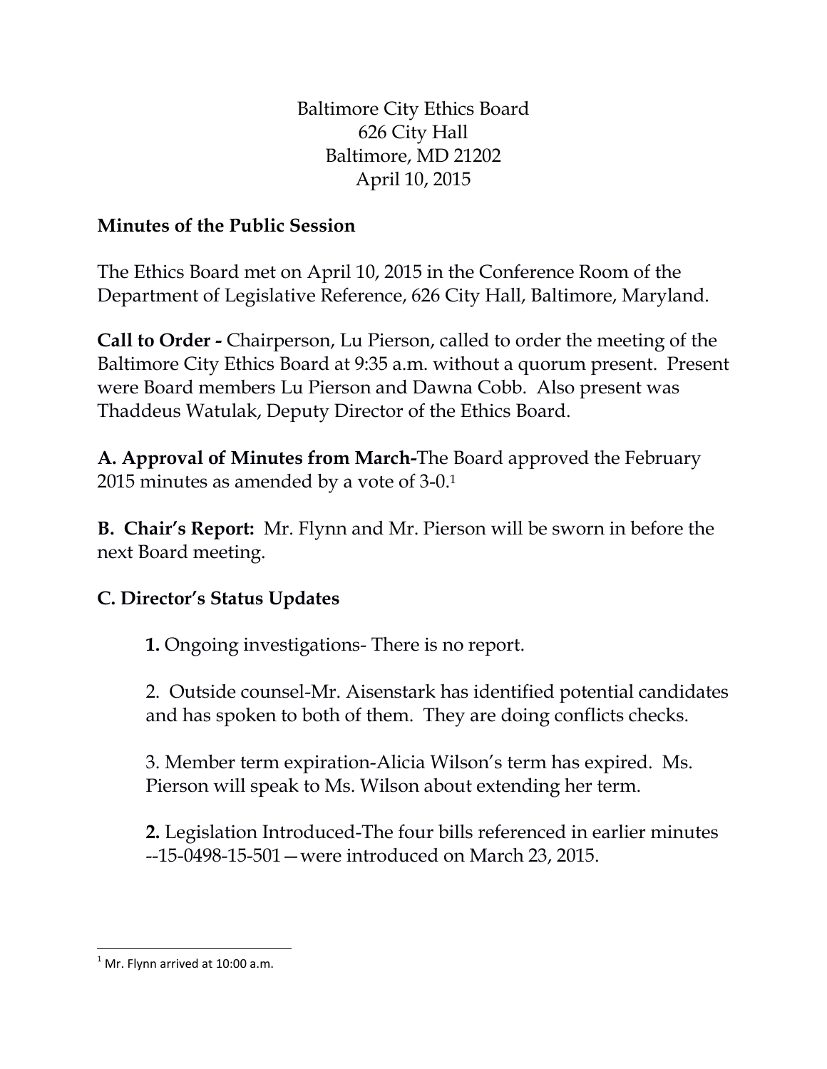Baltimore City Ethics Board
626 City Hall
Baltimore, MD 21202
April 10, 2015

**Minutes of the Public Session**

The Ethics Board met on April 10, 2015 in the Conference Room of the Department of Legislative Reference, 626 City Hall, Baltimore, Maryland.

**Call to Order -** Chairperson, Lu Pierson, called to order the meeting of the Baltimore City Ethics Board at 9:35 a.m. without a quorum present. Present were Board members Lu Pierson and Dawna Cobb. Also present was Thaddeus Watulak, Deputy Director of the Ethics Board.

**A. Approval of Minutes from March-**The Board approved the February 2015 minutes as amended by a vote of 3-0.[1]

**B. Chair's Report:** Mr. Flynn and Mr. Pierson will be sworn in before the next Board meeting.

**C. Director's Status Updates**

> **1.** Ongoing investigations- There is no report.
>
> 2. Outside counsel-Mr. Aisenstark has identified potential candidates and has spoken to both of them. They are doing conflicts checks.
>
> 3. Member term expiration-Alicia Wilson's term has expired. Ms. Pierson will speak to Ms. Wilson about extending her term.
>
> **2.** Legislation Introduced-The four bills referenced in earlier minutes --15-0498-15-501—were introduced on March 23, 2015.

---

[1] Mr. Flynn arrived at 10:00 a.m.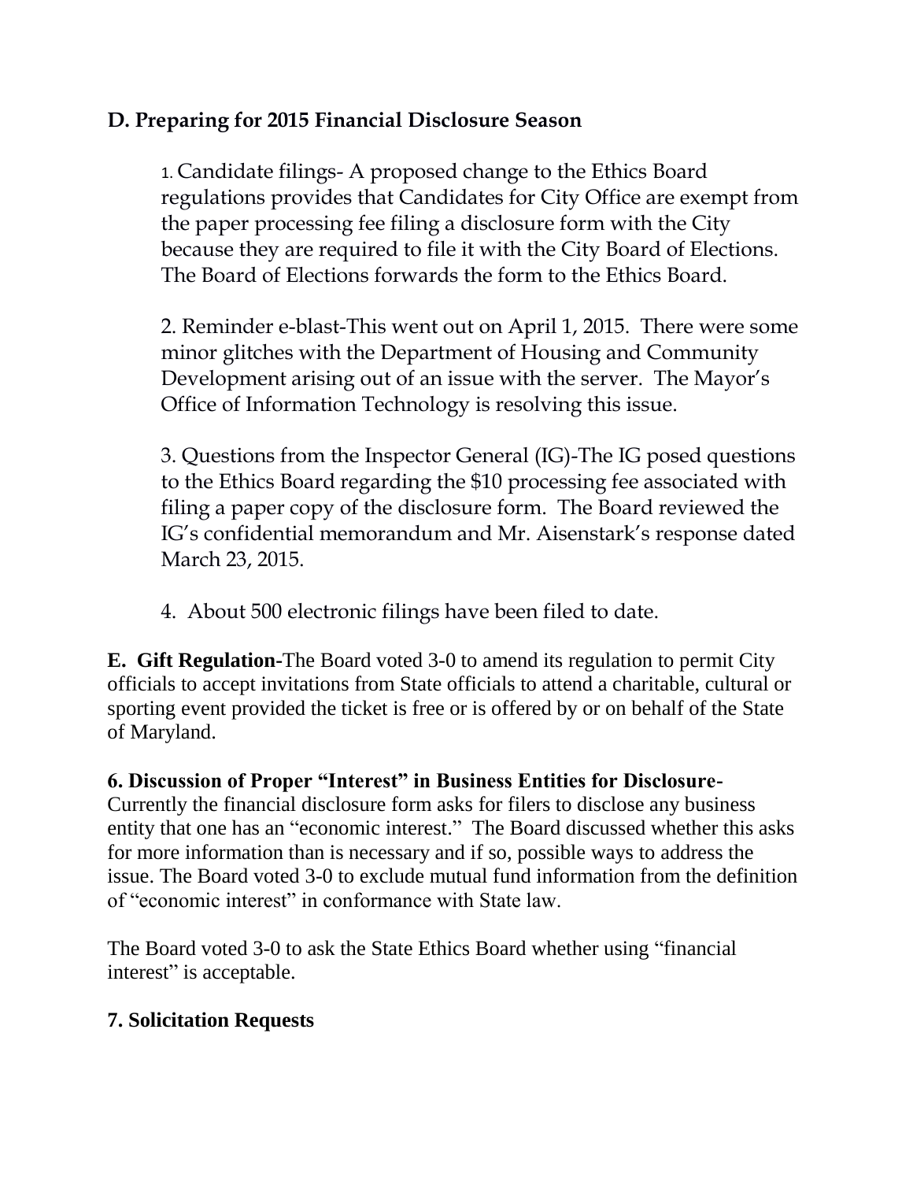**D. Preparing for 2015 Financial Disclosure Season**

1. Candidate filings- A proposed change to the Ethics Board regulations provides that Candidates for City Office are exempt from the paper processing fee filing a disclosure form with the City because they are required to file it with the City Board of Elections. The Board of Elections forwards the form to the Ethics Board.

2. Reminder e-blast-This went out on April 1, 2015. There were some minor glitches with the Department of Housing and Community Development arising out of an issue with the server. The Mayor's Office of Information Technology is resolving this issue.

3. Questions from the Inspector General (IG)-The IG posed questions to the Ethics Board regarding the $10 processing fee associated with filing a paper copy of the disclosure form. The Board reviewed the IG's confidential memorandum and Mr. Aisenstark's response dated March 23, 2015.

4. About 500 electronic filings have been filed to date.

**E. Gift Regulation-**The Board voted 3-0 to amend its regulation to permit City officials to accept invitations from State officials to attend a charitable, cultural or sporting event provided the ticket is free or is offered by or on behalf of the State of Maryland.

**6. Discussion of Proper "Interest" in Business Entities for Disclosure-** Currently the financial disclosure form asks for filers to disclose any business entity that one has an "economic interest." The Board discussed whether this asks for more information than is necessary and if so, possible ways to address the issue. The Board voted 3-0 to exclude mutual fund information from the definition of "economic interest" in conformance with State law.

The Board voted 3-0 to ask the State Ethics Board whether using "financial interest" is acceptable.

**7. Solicitation Requests**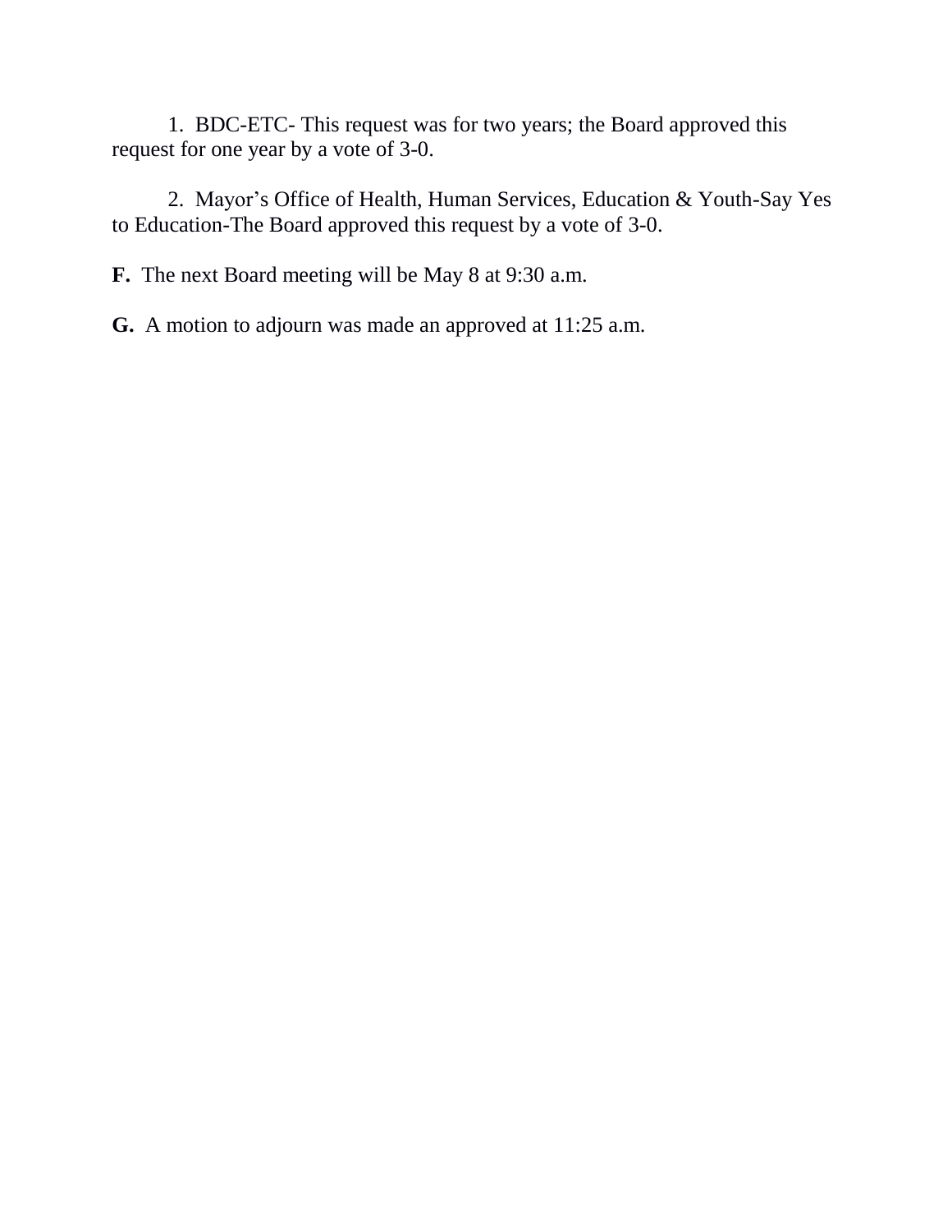1. BDC-ETC- This request was for two years; the Board approved this request for one year by a vote of 3-0.

2. Mayor’s Office of Health, Human Services, Education & Youth-Say Yes to Education-The Board approved this request by a vote of 3-0.

**F.** The next Board meeting will be May 8 at 9:30 a.m.

**G.** A motion to adjourn was made an approved at 11:25 a.m.